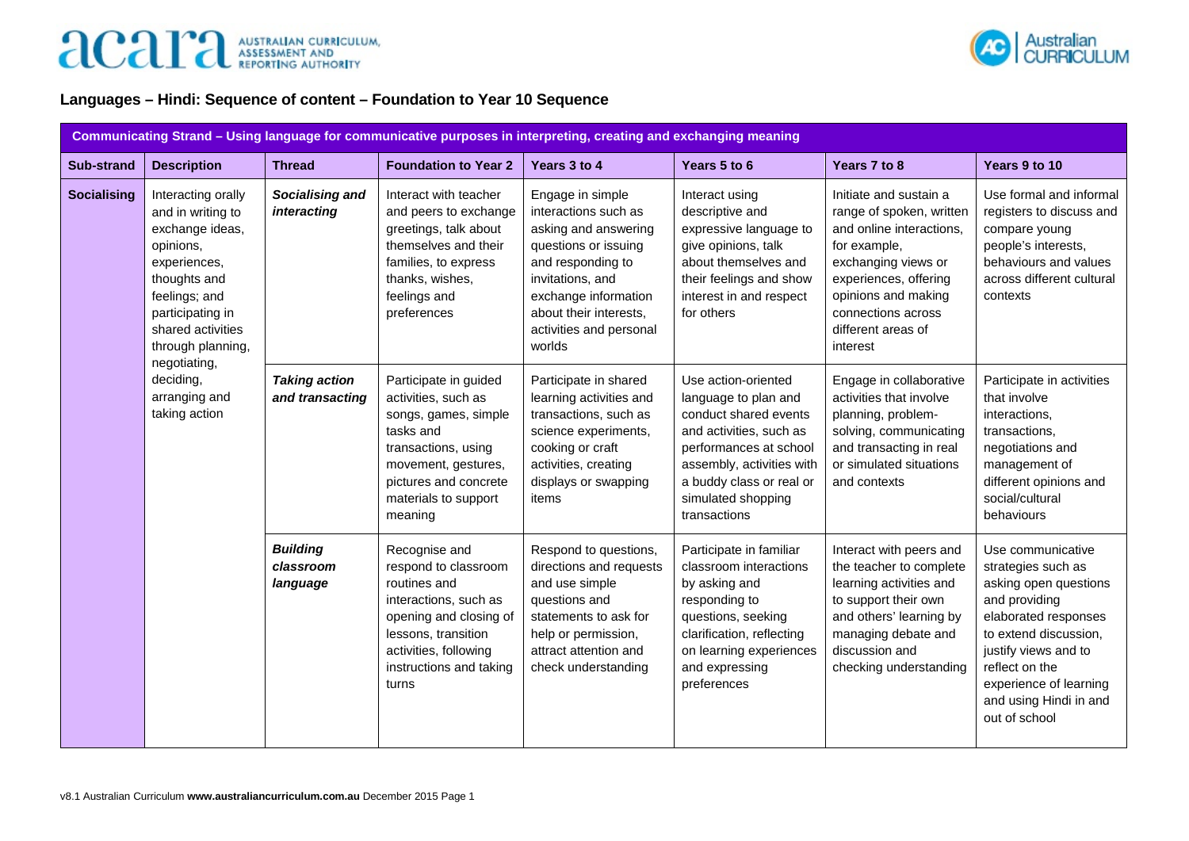## Languages – Hindi: Sequence of content – Foundation to Year 10 Sequence

| Communicating Strand – Using language for communicative purposes in interpreting, creating and exchanging meaning | | | | | | | |
|---|---|---|---|---|---|---|---|
| **Sub-strand** | **Description** | **Thread** | **Foundation to Year 2** | **Years 3 to 4** | **Years 5 to 6** | **Years 7 to 8** | **Years 9 to 10** |
| **Socialising** | Interacting orally and in writing to exchange ideas, opinions, experiences, thoughts and feelings; and participating in shared activities through planning, negotiating, deciding, arranging and taking action | ***Socialising and interacting*** | Interact with teacher and peers to exchange greetings, talk about themselves and their families, to express thanks, wishes, feelings and preferences | Engage in simple interactions such as asking and answering questions or issuing and responding to invitations, and exchange information about their interests, activities and personal worlds | Interact using descriptive and expressive language to give opinions, talk about themselves and their feelings and show interest in and respect for others | Initiate and sustain a range of spoken, written and online interactions, for example, exchanging views or experiences, offering opinions and making connections across different areas of interest | Use formal and informal registers to discuss and compare young people's interests, behaviours and values across different cultural contexts |
| | | ***Taking action and transacting*** | Participate in guided activities, such as songs, games, simple tasks and transactions, using movement, gestures, pictures and concrete materials to support meaning | Participate in shared learning activities and transactions, such as science experiments, cooking or craft activities, creating displays or swapping items | Use action-oriented language to plan and conduct shared events and activities, such as performances at school assembly, activities with a buddy class or real or simulated shopping transactions | Engage in collaborative activities that involve planning, problem-solving, communicating and transacting in real or simulated situations and contexts | Participate in activities that involve interactions, transactions, negotiations and management of different opinions and social/cultural behaviours |
| | | ***Building classroom language*** | Recognise and respond to classroom routines and interactions, such as opening and closing of lessons, transition activities, following instructions and taking turns | Respond to questions, directions and requests and use simple questions and statements to ask for help or permission, attract attention and check understanding | Participate in familiar classroom interactions by asking and responding to questions, seeking clarification, reflecting on learning experiences and expressing preferences | Interact with peers and the teacher to complete learning activities and to support their own and others' learning by managing debate and discussion and checking understanding | Use communicative strategies such as asking open questions and providing elaborated responses to extend discussion, justify views and to reflect on the experience of learning and using Hindi in and out of school |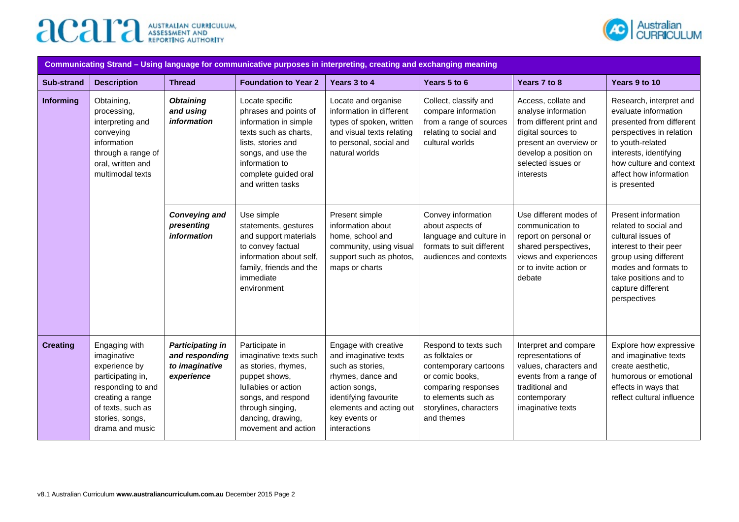| Communicating Strand – Using language for communicative purposes in interpreting, creating and exchanging meaning | | | | | | | |
|---|---|---|---|---|---|---|---|
| **Sub-strand** | **Description** | **Thread** | **Foundation to Year 2** | **Years 3 to 4** | **Years 5 to 6** | **Years 7 to 8** | **Years 9 to 10** |
| **Informing** | Obtaining, processing, interpreting and conveying information through a range of oral, written and multimodal texts | ***Obtaining and using information*** | Locate specific phrases and points of information in simple texts such as charts, lists, stories and songs, and use the information to complete guided oral and written tasks | Locate and organise information in different types of spoken, written and visual texts relating to personal, social and natural worlds | Collect, classify and compare information from a range of sources relating to social and cultural worlds | Access, collate and analyse information from different print and digital sources to present an overview or develop a position on selected issues or interests | Research, interpret and evaluate information presented from different perspectives in relation to youth-related interests, identifying how culture and context affect how information is presented |
| | | ***Conveying and presenting information*** | Use simple statements, gestures and support materials to convey factual information about self, family, friends and the immediate environment | Present simple information about home, school and community, using visual support such as photos, maps or charts | Convey information about aspects of language and culture in formats to suit different audiences and contexts | Use different modes of communication to report on personal or shared perspectives, views and experiences or to invite action or debate | Present information related to social and cultural issues of interest to their peer group using different modes and formats to take positions and to capture different perspectives |
| **Creating** | Engaging with imaginative experience by participating in, responding to and creating a range of texts, such as stories, songs, drama and music | ***Participating in and responding to imaginative experience*** | Participate in imaginative texts such as stories, rhymes, puppet shows, lullabies or action songs, and respond through singing, dancing, drawing, movement and action | Engage with creative and imaginative texts such as stories, rhymes, dance and action songs, identifying favourite elements and acting out key events or interactions | Respond to texts such as folktales or contemporary cartoons or comic books, comparing responses to elements such as storylines, characters and themes | Interpret and compare representations of values, characters and events from a range of traditional and contemporary imaginative texts | Explore how expressive and imaginative texts create aesthetic, humorous or emotional effects in ways that reflect cultural influence |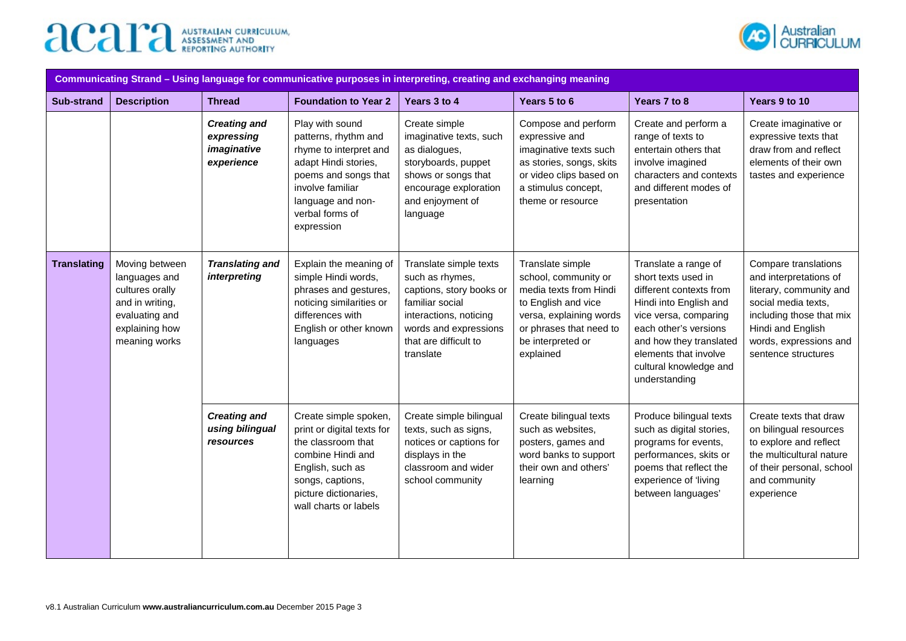| Communicating Strand – Using language for communicative purposes in interpreting, creating and exchanging meaning | | | | | | | |
|---|---|---|---|---|---|---|---|
| **Sub-strand** | **Description** | **Thread** | **Foundation to Year 2** | **Years 3 to 4** | **Years 5 to 6** | **Years 7 to 8** | **Years 9 to 10** |
| | | ***Creating and expressing imaginative experience*** | Play with sound patterns, rhythm and rhyme to interpret and adapt Hindi stories, poems and songs that involve familiar language and non-verbal forms of expression | Create simple imaginative texts, such as dialogues, storyboards, puppet shows or songs that encourage exploration and enjoyment of language | Compose and perform expressive and imaginative texts such as stories, songs, skits or video clips based on a stimulus concept, theme or resource | Create and perform a range of texts to entertain others that involve imagined characters and contexts and different modes of presentation | Create imaginative or expressive texts that draw from and reflect elements of their own tastes and experience |
| **Translating** | Moving between languages and cultures orally and in writing, evaluating and explaining how meaning works | ***Translating and interpreting*** | Explain the meaning of simple Hindi words, phrases and gestures, noticing similarities or differences with English or other known languages | Translate simple texts such as rhymes, captions, story books or familiar social interactions, noticing words and expressions that are difficult to translate | Translate simple school, community or media texts from Hindi to English and vice versa, explaining words or phrases that need to be interpreted or explained | Translate a range of short texts used in different contexts from Hindi into English and vice versa, comparing each other's versions and how they translated elements that involve cultural knowledge and understanding | Compare translations and interpretations of literary, community and social media texts, including those that mix Hindi and English words, expressions and sentence structures |
| | | ***Creating and using bilingual resources*** | Create simple spoken, print or digital texts for the classroom that combine Hindi and English, such as songs, captions, picture dictionaries, wall charts or labels | Create simple bilingual texts, such as signs, notices or captions for displays in the classroom and wider school community | Create bilingual texts such as websites, posters, games and word banks to support their own and others' learning | Produce bilingual texts such as digital stories, programs for events, performances, skits or poems that reflect the experience of 'living between languages' | Create texts that draw on bilingual resources to explore and reflect the multicultural nature of their personal, school and community experience |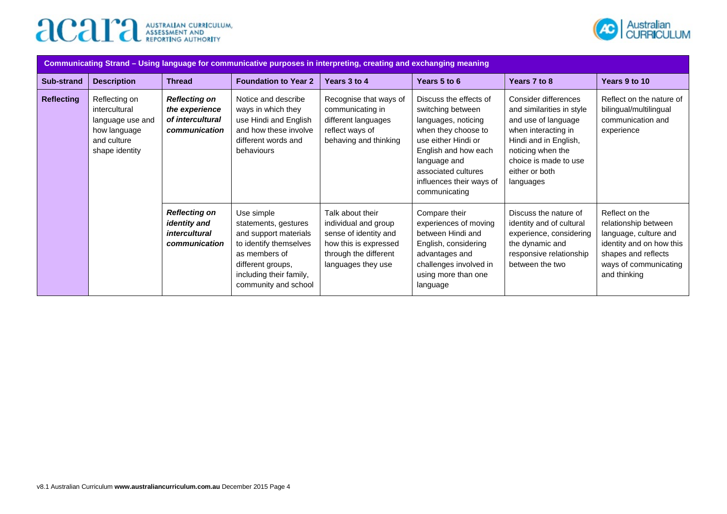| Communicating Strand – Using language for communicative purposes in interpreting, creating and exchanging meaning | | | | | | | |
|---|---|---|---|---|---|---|---|
| **Sub-strand** | **Description** | **Thread** | **Foundation to Year 2** | **Years 3 to 4** | **Years 5 to 6** | **Years 7 to 8** | **Years 9 to 10** |
| **Reflecting** | Reflecting on intercultural language use and how language and culture shape identity | ***Reflecting on the experience of intercultural communication*** | Notice and describe ways in which they use Hindi and English and how these involve different words and behaviours | Recognise that ways of communicating in different languages reflect ways of behaving and thinking | Discuss the effects of switching between languages, noticing when they choose to use either Hindi or English and how each language and associated cultures influences their ways of communicating | Consider differences and similarities in style and use of language when interacting in Hindi and in English, noticing when the choice is made to use either or both languages | Reflect on the nature of bilingual/multilingual communication and experience |
| | | ***Reflecting on identity and intercultural communication*** | Use simple statements, gestures and support materials to identify themselves as members of different groups, including their family, community and school | Talk about their individual and group sense of identity and how this is expressed through the different languages they use | Compare their experiences of moving between Hindi and English, considering advantages and challenges involved in using more than one language | Discuss the nature of identity and of cultural experience, considering the dynamic and responsive relationship between the two | Reflect on the relationship between language, culture and identity and on how this shapes and reflects ways of communicating and thinking |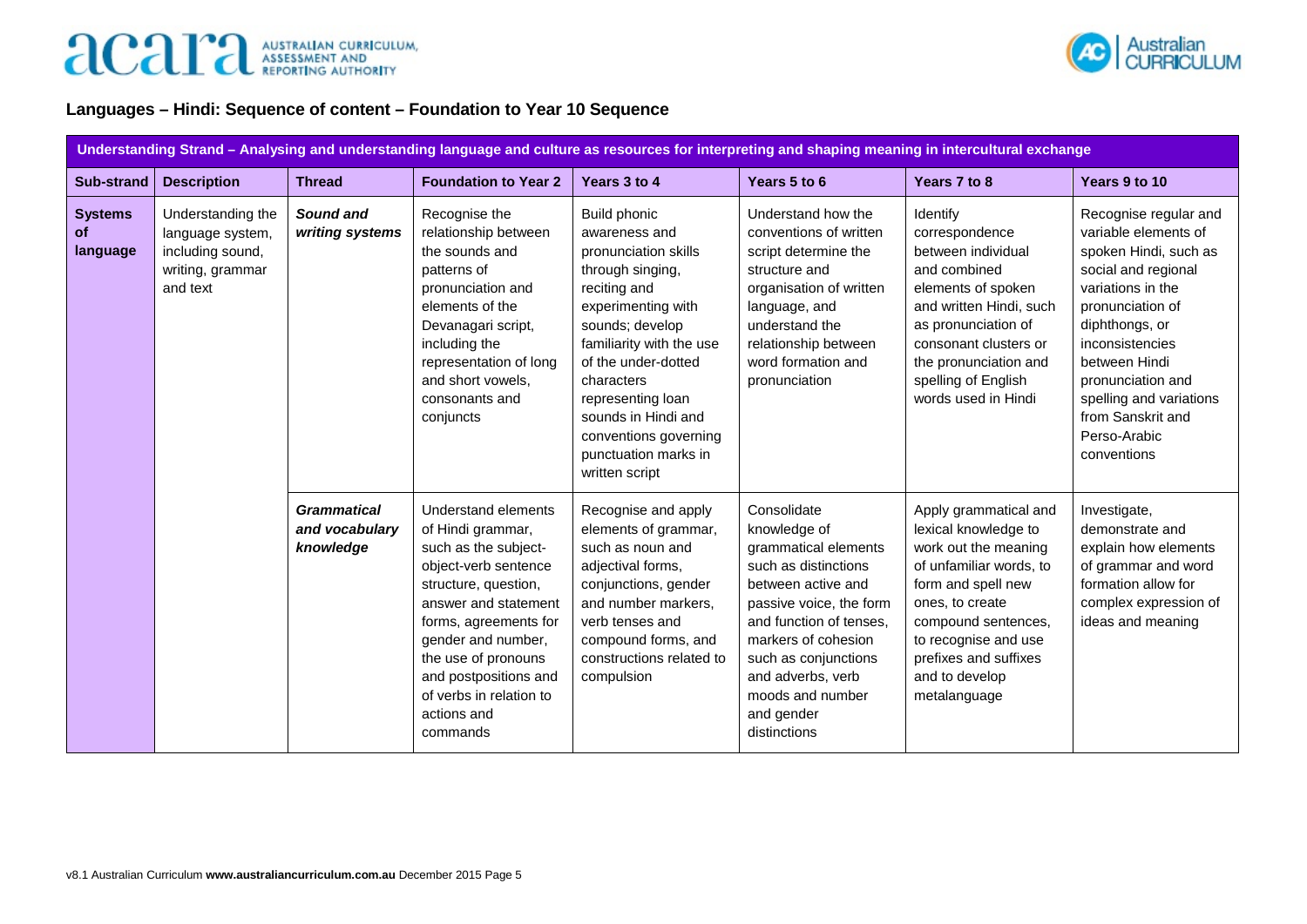## Languages – Hindi: Sequence of content – Foundation to Year 10 Sequence

| Understanding Strand – Analysing and understanding language and culture as resources for interpreting and shaping meaning in intercultural exchange | | | | | | | |
|---|---|---|---|---|---|---|---|
| **Sub-strand** | **Description** | **Thread** | **Foundation to Year 2** | **Years 3 to 4** | **Years 5 to 6** | **Years 7 to 8** | **Years 9 to 10** |
| **Systems of language** | Understanding the language system, including sound, writing, grammar and text | ***Sound and writing systems*** | Recognise the relationship between the sounds and patterns of pronunciation and elements of the Devanagari script, including the representation of long and short vowels, consonants and conjuncts | Build phonic awareness and pronunciation skills through singing, reciting and experimenting with sounds; develop familiarity with the use of the under-dotted characters representing loan sounds in Hindi and conventions governing punctuation marks in written script | Understand how the conventions of written script determine the structure and organisation of written language, and understand the relationship between word formation and pronunciation | Identify correspondence between individual and combined elements of spoken and written Hindi, such as pronunciation of consonant clusters or the pronunciation and spelling of English words used in Hindi | Recognise regular and variable elements of spoken Hindi, such as social and regional variations in the pronunciation of diphthongs, or inconsistencies between Hindi pronunciation and spelling and variations from Sanskrit and Perso-Arabic conventions |
| | | ***Grammatical and vocabulary knowledge*** | Understand elements of Hindi grammar, such as the subject-object-verb sentence structure, question, answer and statement forms, agreements for gender and number, the use of pronouns and postpositions and of verbs in relation to actions and commands | Recognise and apply elements of grammar, such as noun and adjectival forms, conjunctions, gender and number markers, verb tenses and compound forms, and constructions related to compulsion | Consolidate knowledge of grammatical elements such as distinctions between active and passive voice, the form and function of tenses, markers of cohesion such as conjunctions and adverbs, verb moods and number and gender distinctions | Apply grammatical and lexical knowledge to work out the meaning of unfamiliar words, to form and spell new ones, to create compound sentences, to recognise and use prefixes and suffixes and to develop metalanguage | Investigate, demonstrate and explain how elements of grammar and word formation allow for complex expression of ideas and meaning |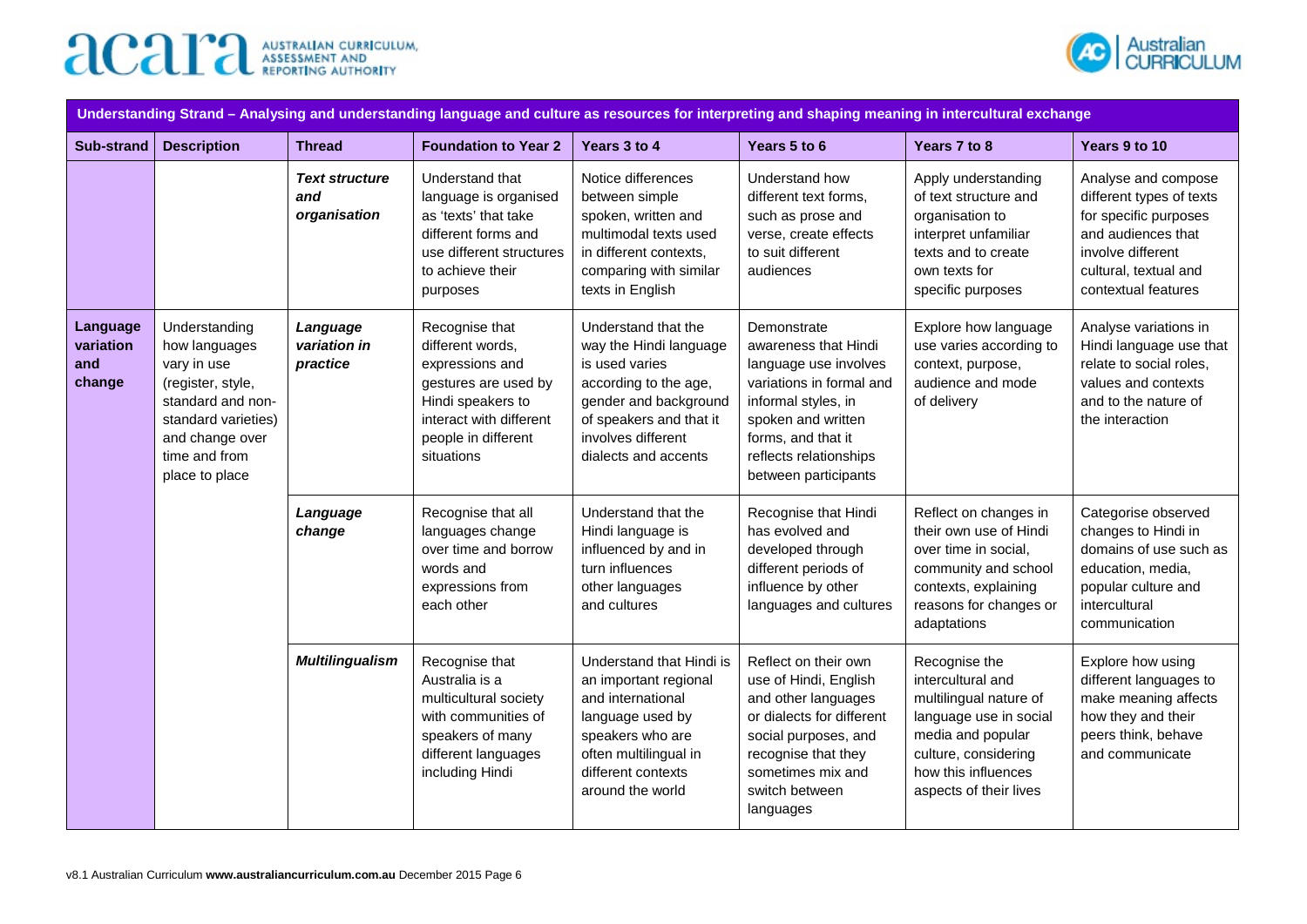| Understanding Strand – Analysing and understanding language and culture as resources for interpreting and shaping meaning in intercultural exchange | | | | | | | |
|---|---|---|---|---|---|---|---|
| **Sub-strand** | **Description** | **Thread** | **Foundation to Year 2** | **Years 3 to 4** | **Years 5 to 6** | **Years 7 to 8** | **Years 9 to 10** |
| | | ***Text structure and organisation*** | Understand that language is organised as 'texts' that take different forms and use different structures to achieve their purposes | Notice differences between simple spoken, written and multimodal texts used in different contexts, comparing with similar texts in English | Understand how different text forms, such as prose and verse, create effects to suit different audiences | Apply understanding of text structure and organisation to interpret unfamiliar texts and to create own texts for specific purposes | Analyse and compose different types of texts for specific purposes and audiences that involve different cultural, textual and contextual features |
| **Language variation and change** | Understanding how languages vary in use (register, style, standard and non-standard varieties) and change over time and from place to place | ***Language variation in practice*** | Recognise that different words, expressions and gestures are used by Hindi speakers to interact with different people in different situations | Understand that the way the Hindi language is used varies according to the age, gender and background of speakers and that it involves different dialects and accents | Demonstrate awareness that Hindi language use involves variations in formal and informal styles, in spoken and written forms, and that it reflects relationships between participants | Explore how language use varies according to context, purpose, audience and mode of delivery | Analyse variations in Hindi language use that relate to social roles, values and contexts and to the nature of the interaction |
| | | ***Language change*** | Recognise that all languages change over time and borrow words and expressions from each other | Understand that the Hindi language is influenced by and in turn influences other languages and cultures | Recognise that Hindi has evolved and developed through different periods of influence by other languages and cultures | Reflect on changes in their own use of Hindi over time in social, community and school contexts, explaining reasons for changes or adaptations | Categorise observed changes to Hindi in domains of use such as education, media, popular culture and intercultural communication |
| | | ***Multilingualism*** | Recognise that Australia is a multicultural society with communities of speakers of many different languages including Hindi | Understand that Hindi is an important regional and international language used by speakers who are often multilingual in different contexts around the world | Reflect on their own use of Hindi, English and other languages or dialects for different social purposes, and recognise that they sometimes mix and switch between languages | Recognise the intercultural and multilingual nature of language use in social media and popular culture, considering how this influences aspects of their lives | Explore how using different languages to make meaning affects how they and their peers think, behave and communicate |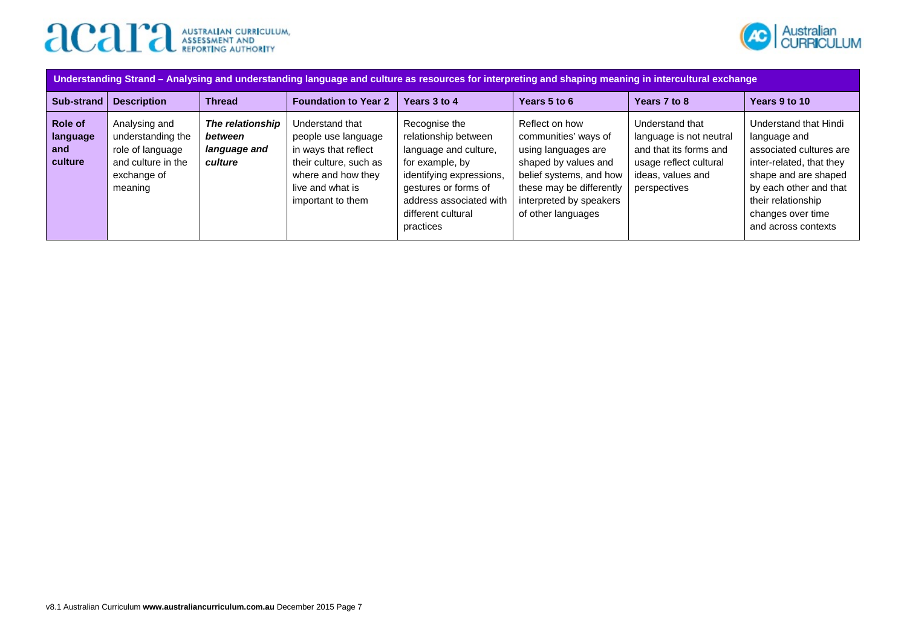| Understanding Strand – Analysing and understanding language and culture as resources for interpreting and shaping meaning in intercultural exchange | | | | | | | |
|---|---|---|---|---|---|---|---|
| **Sub-strand** | **Description** | **Thread** | **Foundation to Year 2** | **Years 3 to 4** | **Years 5 to 6** | **Years 7 to 8** | **Years 9 to 10** |
| **Role of language and culture** | Analysing and understanding the role of language and culture in the exchange of meaning | ***The relationship between language and culture*** | Understand that people use language in ways that reflect their culture, such as where and how they live and what is important to them | Recognise the relationship between language and culture, for example, by identifying expressions, gestures or forms of address associated with different cultural practices | Reflect on how communities' ways of using languages are shaped by values and belief systems, and how these may be differently interpreted by speakers of other languages | Understand that language is not neutral and that its forms and usage reflect cultural ideas, values and perspectives | Understand that Hindi language and associated cultures are inter-related, that they shape and are shaped by each other and that their relationship changes over time and across contexts |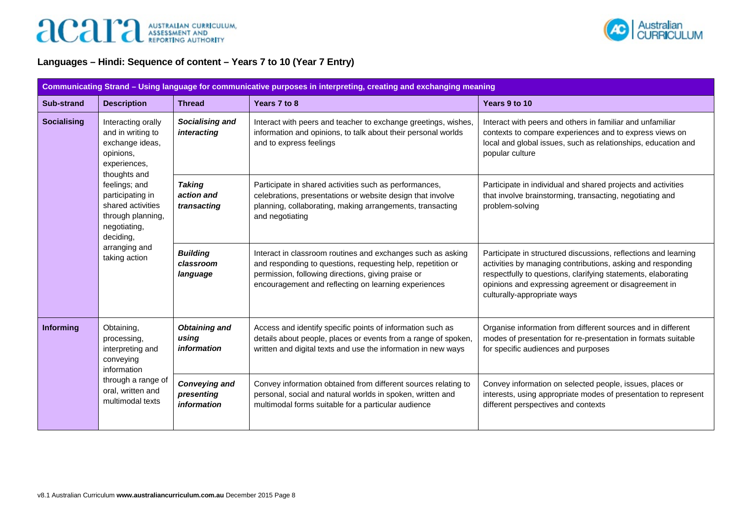## Languages – Hindi: Sequence of content – Years 7 to 10 (Year 7 Entry)

| Communicating Strand – Using language for communicative purposes in interpreting, creating and exchanging meaning | | | | |
|---|---|---|---|---|
| **Sub-strand** | **Description** | **Thread** | **Years 7 to 8** | **Years 9 to 10** |
| **Socialising** | Interacting orally and in writing to exchange ideas, opinions, experiences, thoughts and feelings; and participating in shared activities through planning, negotiating, deciding, arranging and taking action | ***Socialising and interacting*** | Interact with peers and teacher to exchange greetings, wishes, information and opinions, to talk about their personal worlds and to express feelings | Interact with peers and others in familiar and unfamiliar contexts to compare experiences and to express views on local and global issues, such as relationships, education and popular culture |
| | | ***Taking action and transacting*** | Participate in shared activities such as performances, celebrations, presentations or website design that involve planning, collaborating, making arrangements, transacting and negotiating | Participate in individual and shared projects and activities that involve brainstorming, transacting, negotiating and problem-solving |
| | | ***Building classroom language*** | Interact in classroom routines and exchanges such as asking and responding to questions, requesting help, repetition or permission, following directions, giving praise or encouragement and reflecting on learning experiences | Participate in structured discussions, reflections and learning activities by managing contributions, asking and responding respectfully to questions, clarifying statements, elaborating opinions and expressing agreement or disagreement in culturally-appropriate ways |
| **Informing** | Obtaining, processing, interpreting and conveying information through a range of oral, written and multimodal texts | ***Obtaining and using information*** | Access and identify specific points of information such as details about people, places or events from a range of spoken, written and digital texts and use the information in new ways | Organise information from different sources and in different modes of presentation for re-presentation in formats suitable for specific audiences and purposes |
| | | ***Conveying and presenting information*** | Convey information obtained from different sources relating to personal, social and natural worlds in spoken, written and multimodal forms suitable for a particular audience | Convey information on selected people, issues, places or interests, using appropriate modes of presentation to represent different perspectives and contexts |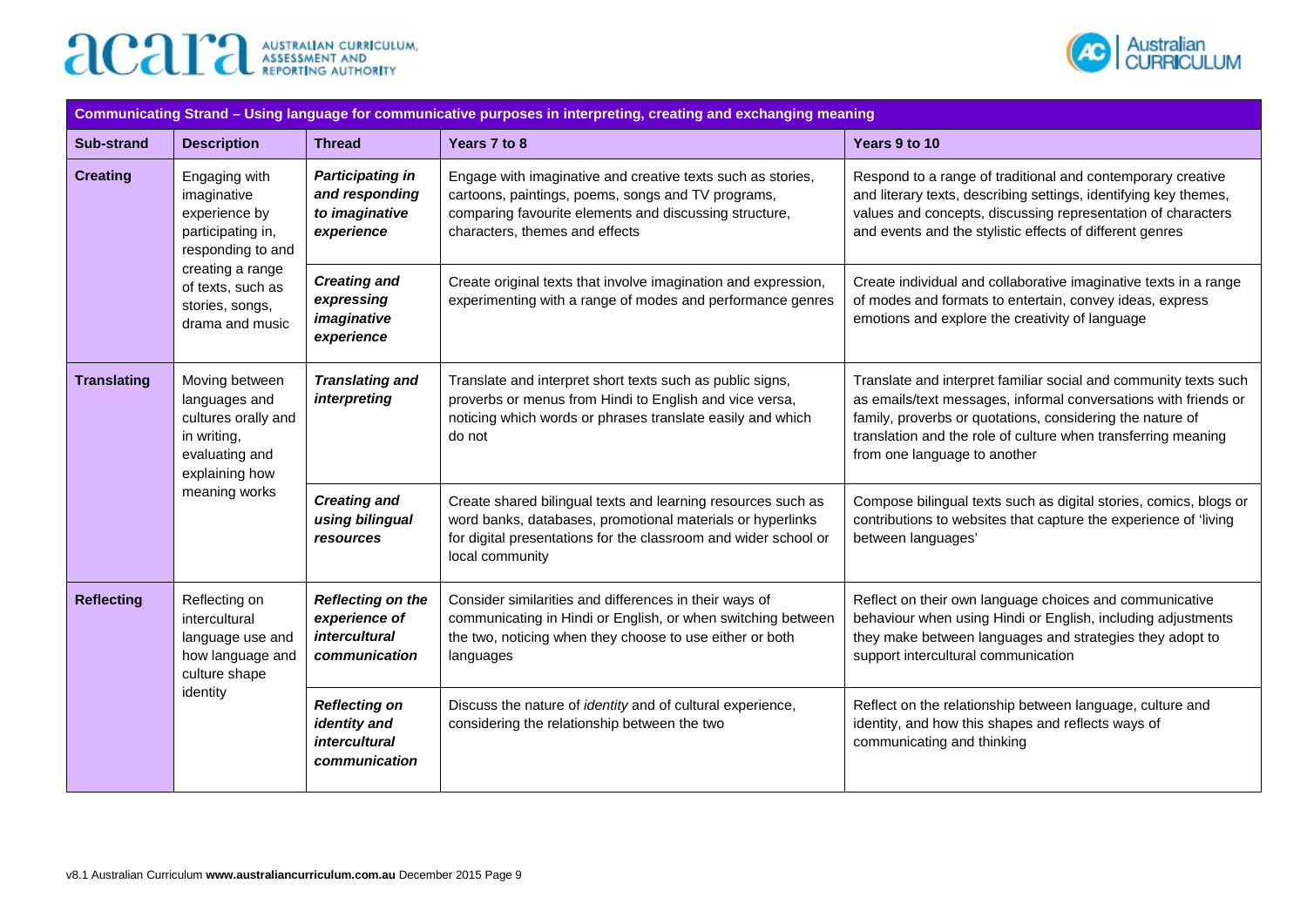| Communicating Strand – Using language for communicative purposes in interpreting, creating and exchanging meaning | | | | |
|---|---|---|---|---|
| **Sub-strand** | **Description** | **Thread** | **Years 7 to 8** | **Years 9 to 10** |
| **Creating** | Engaging with imaginative experience by participating in, responding to and creating a range of texts, such as stories, songs, drama and music | ***Participating in and responding to imaginative experience*** | Engage with imaginative and creative texts such as stories, cartoons, paintings, poems, songs and TV programs, comparing favourite elements and discussing structure, characters, themes and effects | Respond to a range of traditional and contemporary creative and literary texts, describing settings, identifying key themes, values and concepts, discussing representation of characters and events and the stylistic effects of different genres |
| | | ***Creating and expressing imaginative experience*** | Create original texts that involve imagination and expression, experimenting with a range of modes and performance genres | Create individual and collaborative imaginative texts in a range of modes and formats to entertain, convey ideas, express emotions and explore the creativity of language |
| **Translating** | Moving between languages and cultures orally and in writing, evaluating and explaining how meaning works | ***Translating and interpreting*** | Translate and interpret short texts such as public signs, proverbs or menus from Hindi to English and vice versa, noticing which words or phrases translate easily and which do not | Translate and interpret familiar social and community texts such as emails/text messages, informal conversations with friends or family, proverbs or quotations, considering the nature of translation and the role of culture when transferring meaning from one language to another |
| | | ***Creating and using bilingual resources*** | Create shared bilingual texts and learning resources such as word banks, databases, promotional materials or hyperlinks for digital presentations for the classroom and wider school or local community | Compose bilingual texts such as digital stories, comics, blogs or contributions to websites that capture the experience of 'living between languages' |
| **Reflecting** | Reflecting on intercultural language use and how language and culture shape identity | ***Reflecting on the experience of intercultural communication*** | Consider similarities and differences in their ways of communicating in Hindi or English, or when switching between the two, noticing when they choose to use either or both languages | Reflect on their own language choices and communicative behaviour when using Hindi or English, including adjustments they make between languages and strategies they adopt to support intercultural communication |
| | | ***Reflecting on identity and intercultural communication*** | Discuss the nature of *identity* and of cultural experience, considering the relationship between the two | Reflect on the relationship between language, culture and identity, and how this shapes and reflects ways of communicating and thinking |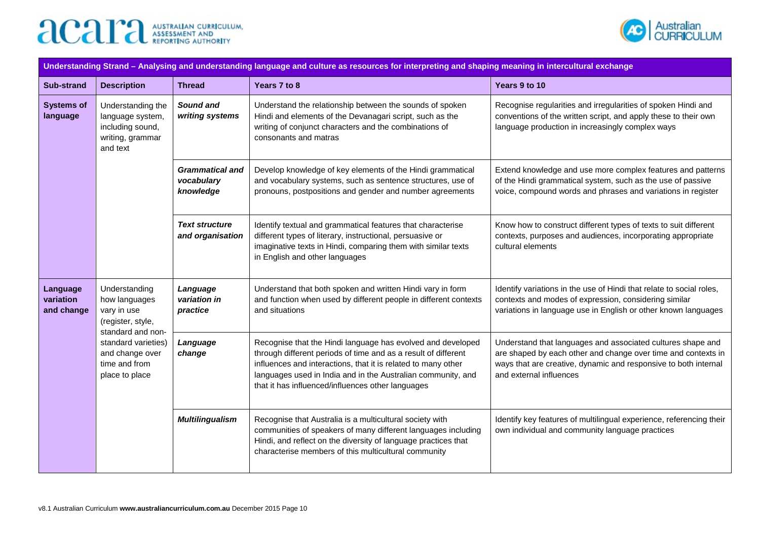| Understanding Strand – Analysing and understanding language and culture as resources for interpreting and shaping meaning in intercultural exchange | | | | |
|---|---|---|---|---|
| **Sub-strand** | **Description** | **Thread** | **Years 7 to 8** | **Years 9 to 10** |
| **Systems of language** | Understanding the language system, including sound, writing, grammar and text | ***Sound and writing systems*** | Understand the relationship between the sounds of spoken Hindi and elements of the Devanagari script, such as the writing of conjunct characters and the combinations of consonants and matras | Recognise regularities and irregularities of spoken Hindi and conventions of the written script, and apply these to their own language production in increasingly complex ways |
| | | ***Grammatical and vocabulary knowledge*** | Develop knowledge of key elements of the Hindi grammatical and vocabulary systems, such as sentence structures, use of pronouns, postpositions and gender and number agreements | Extend knowledge and use more complex features and patterns of the Hindi grammatical system, such as the use of passive voice, compound words and phrases and variations in register |
| | | ***Text structure and organisation*** | Identify textual and grammatical features that characterise different types of literary, instructional, persuasive or imaginative texts in Hindi, comparing them with similar texts in English and other languages | Know how to construct different types of texts to suit different contexts, purposes and audiences, incorporating appropriate cultural elements |
| **Language variation and change** | Understanding how languages vary in use (register, style, standard and non-standard varieties) and change over time and from place to place | ***Language variation in practice*** | Understand that both spoken and written Hindi vary in form and function when used by different people in different contexts and situations | Identify variations in the use of Hindi that relate to social roles, contexts and modes of expression, considering similar variations in language use in English or other known languages |
| | | ***Language change*** | Recognise that the Hindi language has evolved and developed through different periods of time and as a result of different influences and interactions, that it is related to many other languages used in India and in the Australian community, and that it has influenced/influences other languages | Understand that languages and associated cultures shape and are shaped by each other and change over time and contexts in ways that are creative, dynamic and responsive to both internal and external influences |
| | | ***Multilingualism*** | Recognise that Australia is a multicultural society with communities of speakers of many different languages including Hindi, and reflect on the diversity of language practices that characterise members of this multicultural community | Identify key features of multilingual experience, referencing their own individual and community language practices |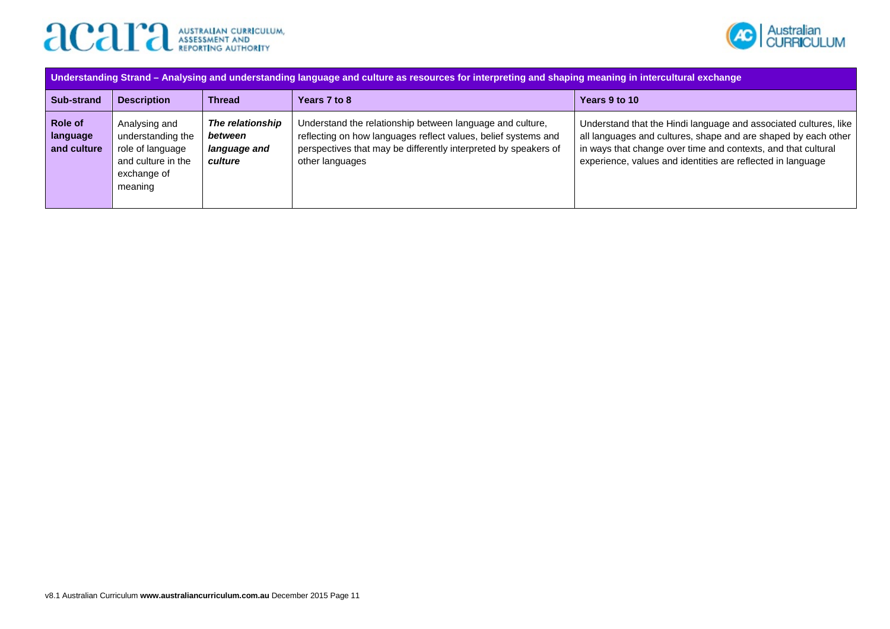| Understanding Strand – Analysing and understanding language and culture as resources for interpreting and shaping meaning in intercultural exchange | | | | |
|---|---|---|---|---|
| **Sub-strand** | **Description** | **Thread** | **Years 7 to 8** | **Years 9 to 10** |
| **Role of language and culture** | Analysing and understanding the role of language and culture in the exchange of meaning | ***The relationship between language and culture*** | Understand the relationship between language and culture, reflecting on how languages reflect values, belief systems and perspectives that may be differently interpreted by speakers of other languages | Understand that the Hindi language and associated cultures, like all languages and cultures, shape and are shaped by each other in ways that change over time and contexts, and that cultural experience, values and identities are reflected in language |